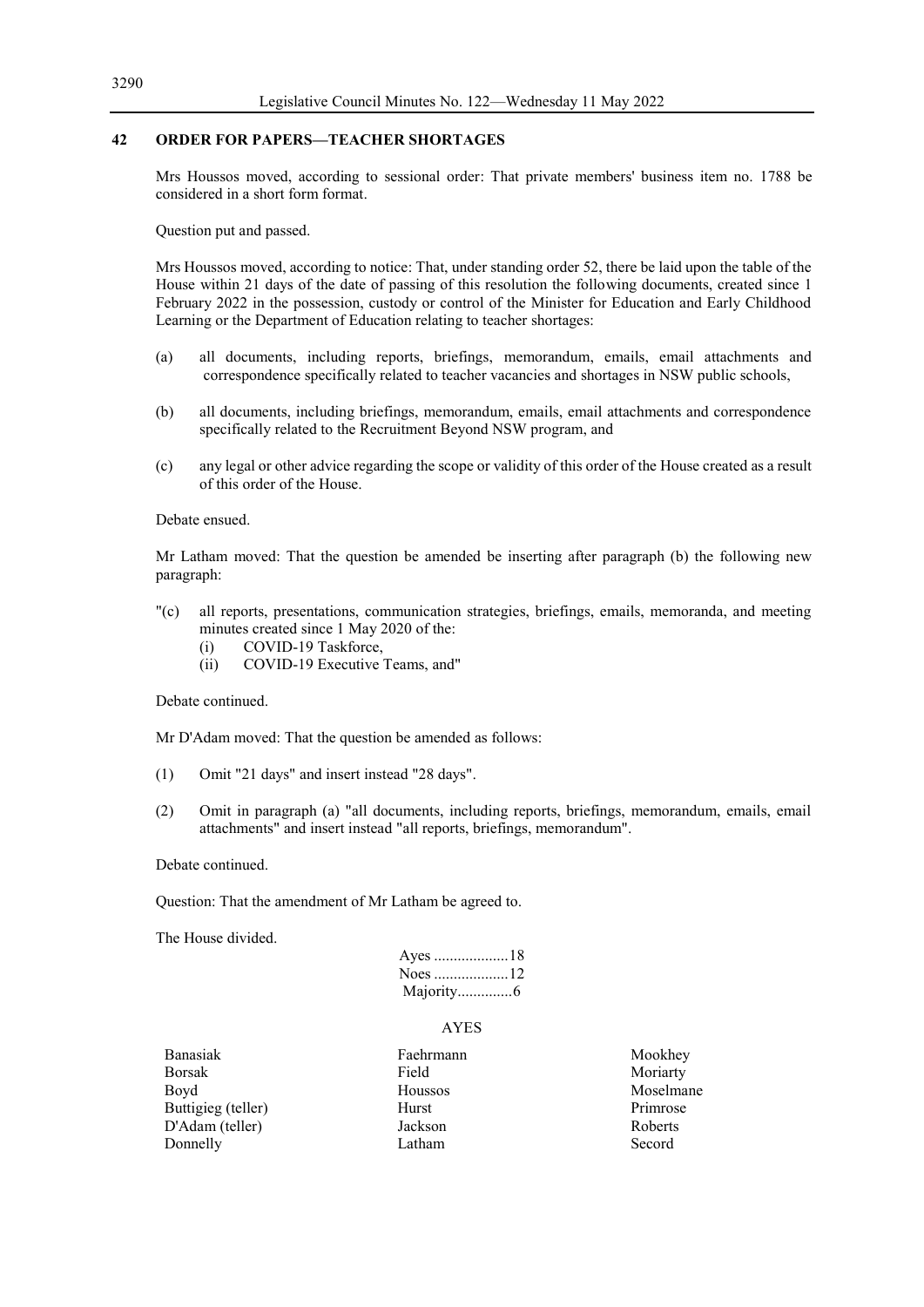## 42 ORDER FOR PAPERS—TEACHER SHORTAGES

Mrs Houssos moved, according to sessional order: That private members' business item no. 1788 be considered in a short form format.

Question put and passed.

Mrs Houssos moved, according to notice: That, under standing order 52, there be laid upon the table of the House within 21 days of the date of passing of this resolution the following documents, created since 1 February 2022 in the possession, custody or control of the Minister for Education and Early Childhood Learning or the Department of Education relating to teacher shortages:

(a) all documents, including reports, briefings, memorandum, emails, email attachments and correspondence specifically related to teacher vacancies and shortages in NSW public schools,

(b) all documents, including briefings, memorandum, emails, email attachments and correspondence specifically related to the Recruitment Beyond NSW program, and

(c) any legal or other advice regarding the scope or validity of this order of the House created as a result of this order of the House.

Debate ensued.

Mr Latham moved: That the question be amended be inserting after paragraph (b) the following new paragraph:

"(c) all reports, presentations, communication strategies, briefings, emails, memoranda, and meeting minutes created since 1 May 2020 of the:
 (i) COVID-19 Taskforce,
 (ii) COVID-19 Executive Teams, and"

Debate continued.

Mr D'Adam moved: That the question be amended as follows:

(1) Omit "21 days" and insert instead "28 days".

(2) Omit in paragraph (a) "all documents, including reports, briefings, memorandum, emails, email attachments" and insert instead "all reports, briefings, memorandum".

Debate continued.

Question: That the amendment of Mr Latham be agreed to.

The House divided.

Ayes ..................18
Noes ..................12
Majority.............6

AYES

| | | |
|---|---|---|
| Banasiak | Faehrmann | Mookhey |
| Borsak | Field | Moriarty |
| Boyd | Houssos | Moselmane |
| Buttigieg (teller) | Hurst | Primrose |
| D'Adam (teller) | Jackson | Roberts |
| Donnelly | Latham | Secord |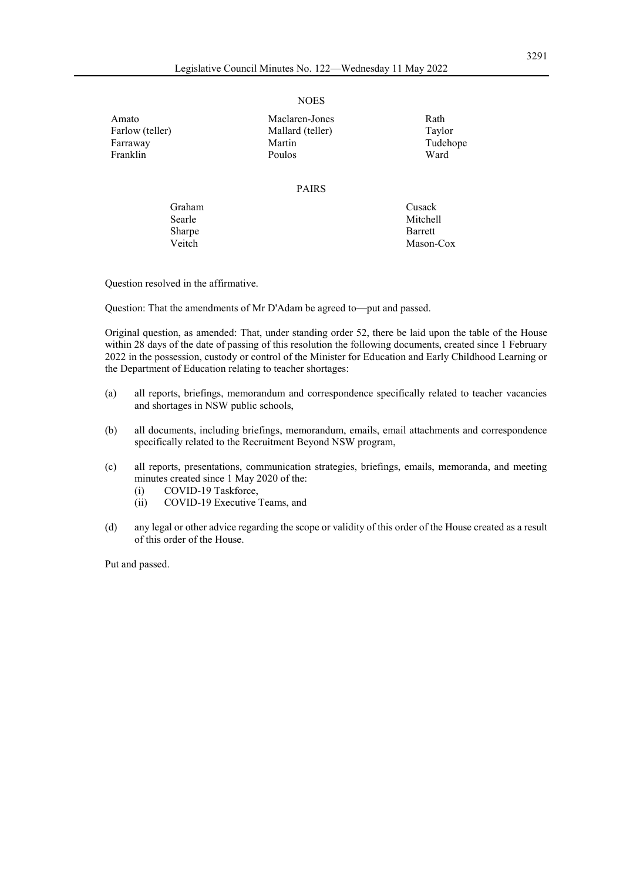NOES

| | | |
|---|---|---|
| Amato | Maclaren-Jones | Rath |
| Farlow (teller) | Mallard (teller) | Taylor |
| Farraway | Martin | Tudehope |
| Franklin | Poulos | Ward |

PAIRS

| | |
|---|---|
| Graham | Cusack |
| Searle | Mitchell |
| Sharpe | Barrett |
| Veitch | Mason-Cox |

Question resolved in the affirmative.

Question: That the amendments of Mr D'Adam be agreed to—put and passed.

Original question, as amended: That, under standing order 52, there be laid upon the table of the House within 28 days of the date of passing of this resolution the following documents, created since 1 February 2022 in the possession, custody or control of the Minister for Education and Early Childhood Learning or the Department of Education relating to teacher shortages:

(a) all reports, briefings, memorandum and correspondence specifically related to teacher vacancies and shortages in NSW public schools,

(b) all documents, including briefings, memorandum, emails, email attachments and correspondence specifically related to the Recruitment Beyond NSW program,

(c) all reports, presentations, communication strategies, briefings, emails, memoranda, and meeting minutes created since 1 May 2020 of the:
  (i) COVID-19 Taskforce,
  (ii) COVID-19 Executive Teams, and

(d) any legal or other advice regarding the scope or validity of this order of the House created as a result of this order of the House.

Put and passed.